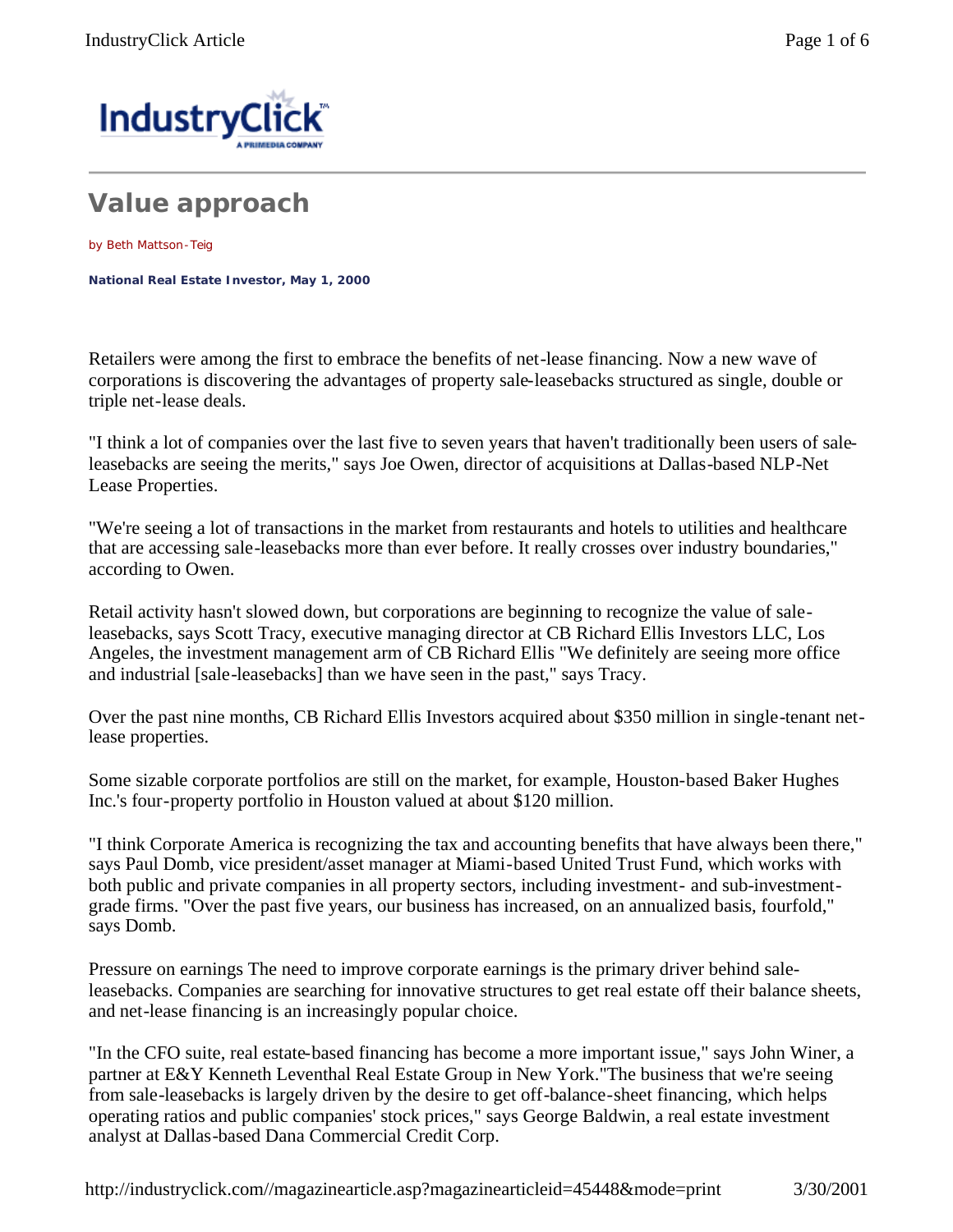# Value approach

by Beth Mattson-Teig

**National Real Estate Investor, May 1, 2000**

Retailers were among the first to embrace the benefits of net-lease financing. Now a new wave of corporations is discovering the advantages of property sale-leasebacks structured as single, double or triple net-lease deals.

"I think a lot of companies over the last five to seven years that haven't traditionally been users of sale-leasebacks are seeing the merits," says Joe Owen, director of acquisitions at Dallas-based NLP-Net Lease Properties.

"We're seeing a lot of transactions in the market from restaurants and hotels to utilities and healthcare that are accessing sale-leasebacks more than ever before. It really crosses over industry boundaries," according to Owen.

Retail activity hasn't slowed down, but corporations are beginning to recognize the value of sale-leasebacks, says Scott Tracy, executive managing director at CB Richard Ellis Investors LLC, Los Angeles, the investment management arm of CB Richard Ellis "We definitely are seeing more office and industrial [sale-leasebacks] than we have seen in the past," says Tracy.

Over the past nine months, CB Richard Ellis Investors acquired about $350 million in single-tenant net-lease properties.

Some sizable corporate portfolios are still on the market, for example, Houston-based Baker Hughes Inc.'s four-property portfolio in Houston valued at about $120 million.

"I think Corporate America is recognizing the tax and accounting benefits that have always been there," says Paul Domb, vice president/asset manager at Miami-based United Trust Fund, which works with both public and private companies in all property sectors, including investment- and sub-investment-grade firms. "Over the past five years, our business has increased, on an annualized basis, fourfold," says Domb.

Pressure on earnings The need to improve corporate earnings is the primary driver behind sale-leasebacks. Companies are searching for innovative structures to get real estate off their balance sheets, and net-lease financing is an increasingly popular choice.

"In the CFO suite, real estate-based financing has become a more important issue," says John Winer, a partner at E&Y Kenneth Leventhal Real Estate Group in New York."The business that we're seeing from sale-leasebacks is largely driven by the desire to get off-balance-sheet financing, which helps operating ratios and public companies' stock prices," says George Baldwin, a real estate investment analyst at Dallas-based Dana Commercial Credit Corp.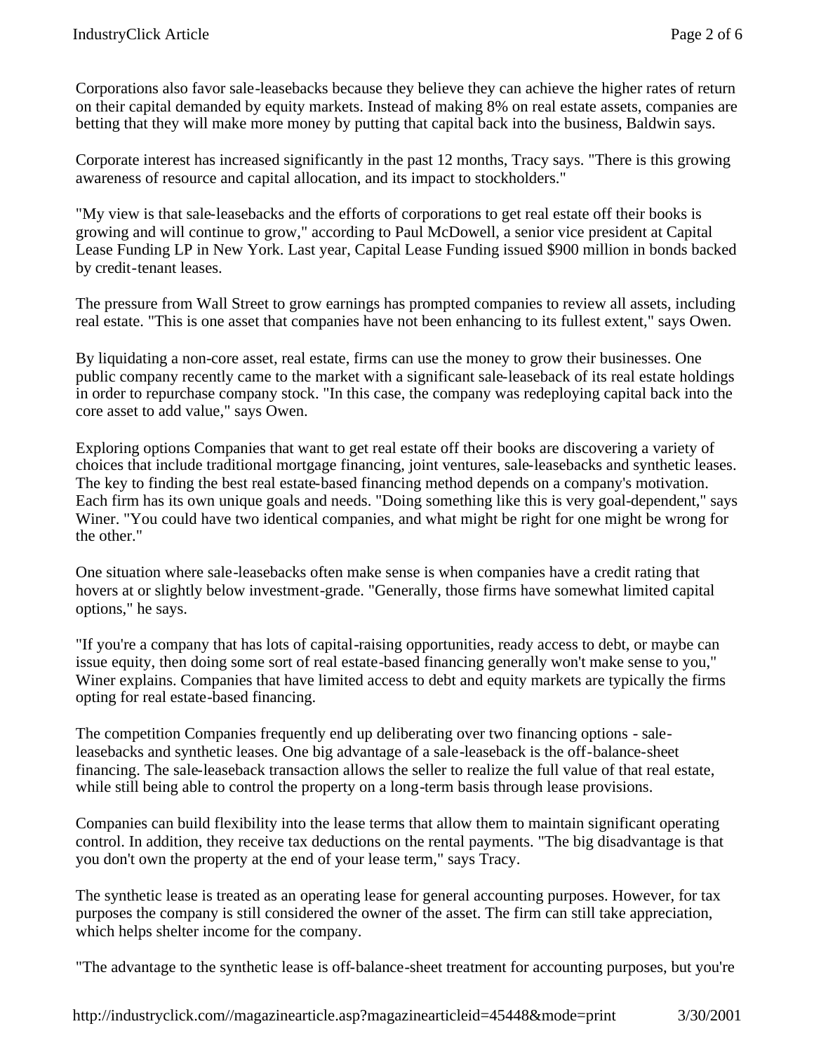Corporations also favor sale-leasebacks because they believe they can achieve the higher rates of return on their capital demanded by equity markets. Instead of making 8% on real estate assets, companies are betting that they will make more money by putting that capital back into the business, Baldwin says.

Corporate interest has increased significantly in the past 12 months, Tracy says. "There is this growing awareness of resource and capital allocation, and its impact to stockholders."

"My view is that sale-leasebacks and the efforts of corporations to get real estate off their books is growing and will continue to grow," according to Paul McDowell, a senior vice president at Capital Lease Funding LP in New York. Last year, Capital Lease Funding issued $900 million in bonds backed by credit-tenant leases.

The pressure from Wall Street to grow earnings has prompted companies to review all assets, including real estate. "This is one asset that companies have not been enhancing to its fullest extent," says Owen.

By liquidating a non-core asset, real estate, firms can use the money to grow their businesses. One public company recently came to the market with a significant sale-leaseback of its real estate holdings in order to repurchase company stock. "In this case, the company was redeploying capital back into the core asset to add value," says Owen.

Exploring options Companies that want to get real estate off their books are discovering a variety of choices that include traditional mortgage financing, joint ventures, sale-leasebacks and synthetic leases. The key to finding the best real estate-based financing method depends on a company's motivation. Each firm has its own unique goals and needs. "Doing something like this is very goal-dependent," says Winer. "You could have two identical companies, and what might be right for one might be wrong for the other."

One situation where sale-leasebacks often make sense is when companies have a credit rating that hovers at or slightly below investment-grade. "Generally, those firms have somewhat limited capital options," he says.

"If you're a company that has lots of capital-raising opportunities, ready access to debt, or maybe can issue equity, then doing some sort of real estate-based financing generally won't make sense to you," Winer explains. Companies that have limited access to debt and equity markets are typically the firms opting for real estate-based financing.

The competition Companies frequently end up deliberating over two financing options - sale-leasebacks and synthetic leases. One big advantage of a sale-leaseback is the off-balance-sheet financing. The sale-leaseback transaction allows the seller to realize the full value of that real estate, while still being able to control the property on a long-term basis through lease provisions.

Companies can build flexibility into the lease terms that allow them to maintain significant operating control. In addition, they receive tax deductions on the rental payments. "The big disadvantage is that you don't own the property at the end of your lease term," says Tracy.

The synthetic lease is treated as an operating lease for general accounting purposes. However, for tax purposes the company is still considered the owner of the asset. The firm can still take appreciation, which helps shelter income for the company.

"The advantage to the synthetic lease is off-balance-sheet treatment for accounting purposes, but you're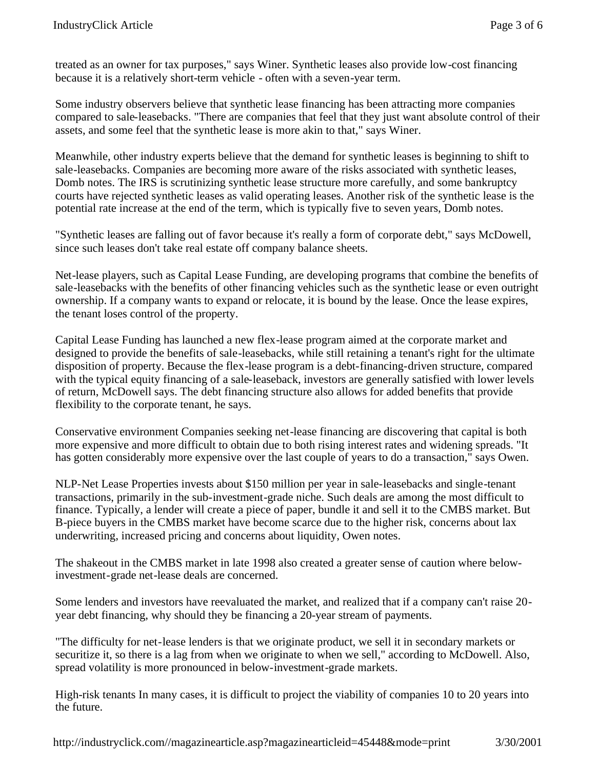treated as an owner for tax purposes," says Winer. Synthetic leases also provide low-cost financing because it is a relatively short-term vehicle - often with a seven-year term.

Some industry observers believe that synthetic lease financing has been attracting more companies compared to sale-leasebacks. "There are companies that feel that they just want absolute control of their assets, and some feel that the synthetic lease is more akin to that," says Winer.

Meanwhile, other industry experts believe that the demand for synthetic leases is beginning to shift to sale-leasebacks. Companies are becoming more aware of the risks associated with synthetic leases, Domb notes. The IRS is scrutinizing synthetic lease structure more carefully, and some bankruptcy courts have rejected synthetic leases as valid operating leases. Another risk of the synthetic lease is the potential rate increase at the end of the term, which is typically five to seven years, Domb notes.

"Synthetic leases are falling out of favor because it's really a form of corporate debt," says McDowell, since such leases don't take real estate off company balance sheets.

Net-lease players, such as Capital Lease Funding, are developing programs that combine the benefits of sale-leasebacks with the benefits of other financing vehicles such as the synthetic lease or even outright ownership. If a company wants to expand or relocate, it is bound by the lease. Once the lease expires, the tenant loses control of the property.

Capital Lease Funding has launched a new flex-lease program aimed at the corporate market and designed to provide the benefits of sale-leasebacks, while still retaining a tenant's right for the ultimate disposition of property. Because the flex-lease program is a debt-financing-driven structure, compared with the typical equity financing of a sale-leaseback, investors are generally satisfied with lower levels of return, McDowell says. The debt financing structure also allows for added benefits that provide flexibility to the corporate tenant, he says.

Conservative environment Companies seeking net-lease financing are discovering that capital is both more expensive and more difficult to obtain due to both rising interest rates and widening spreads. "It has gotten considerably more expensive over the last couple of years to do a transaction," says Owen.

NLP-Net Lease Properties invests about $150 million per year in sale-leasebacks and single-tenant transactions, primarily in the sub-investment-grade niche. Such deals are among the most difficult to finance. Typically, a lender will create a piece of paper, bundle it and sell it to the CMBS market. But B-piece buyers in the CMBS market have become scarce due to the higher risk, concerns about lax underwriting, increased pricing and concerns about liquidity, Owen notes.

The shakeout in the CMBS market in late 1998 also created a greater sense of caution where below-investment-grade net-lease deals are concerned.

Some lenders and investors have reevaluated the market, and realized that if a company can't raise 20-year debt financing, why should they be financing a 20-year stream of payments.

"The difficulty for net-lease lenders is that we originate product, we sell it in secondary markets or securitize it, so there is a lag from when we originate to when we sell," according to McDowell. Also, spread volatility is more pronounced in below-investment-grade markets.

High-risk tenants In many cases, it is difficult to project the viability of companies 10 to 20 years into the future.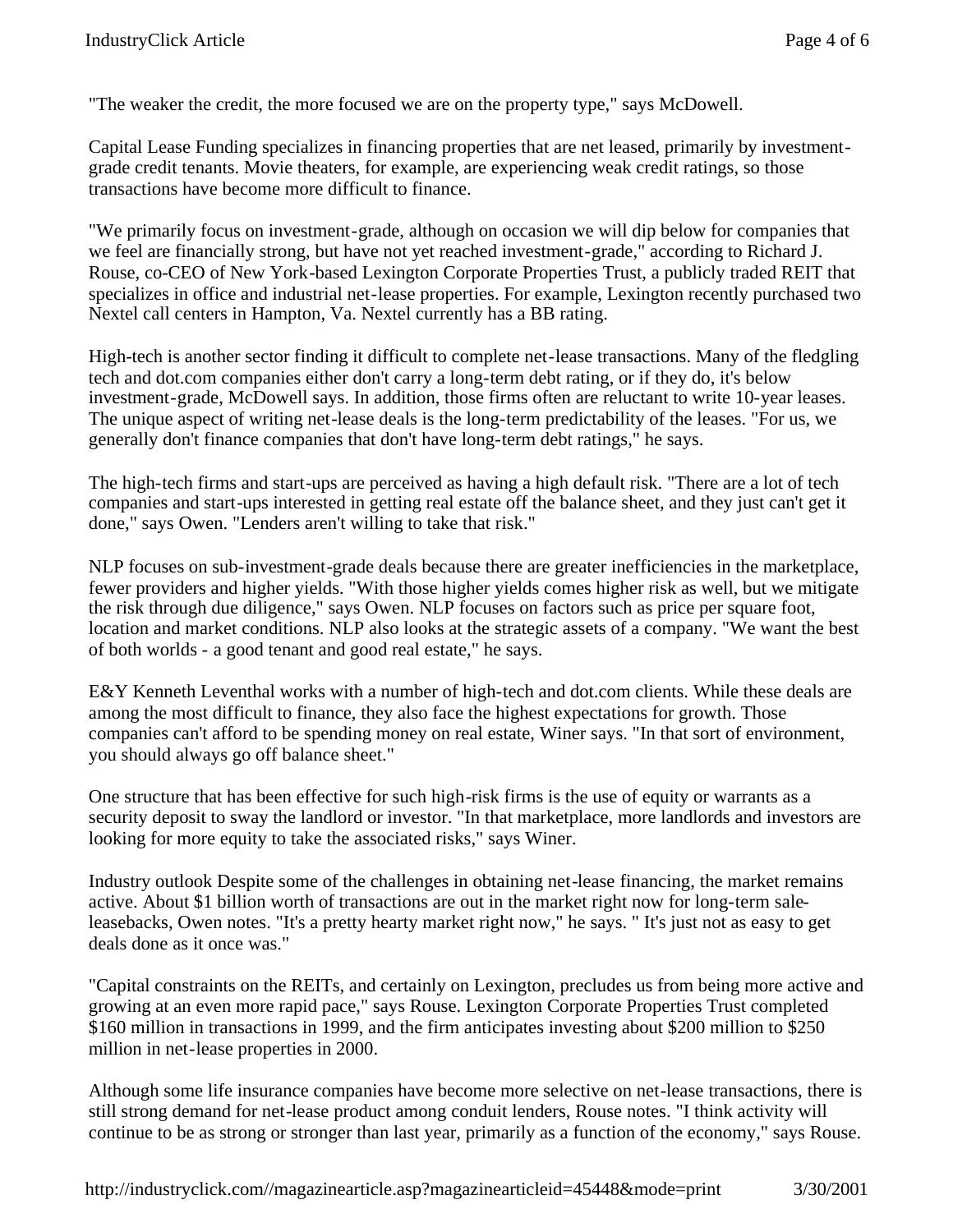"The weaker the credit, the more focused we are on the property type," says McDowell.

Capital Lease Funding specializes in financing properties that are net leased, primarily by investment-grade credit tenants. Movie theaters, for example, are experiencing weak credit ratings, so those transactions have become more difficult to finance.

"We primarily focus on investment-grade, although on occasion we will dip below for companies that we feel are financially strong, but have not yet reached investment-grade," according to Richard J. Rouse, co-CEO of New York-based Lexington Corporate Properties Trust, a publicly traded REIT that specializes in office and industrial net-lease properties. For example, Lexington recently purchased two Nextel call centers in Hampton, Va. Nextel currently has a BB rating.

High-tech is another sector finding it difficult to complete net-lease transactions. Many of the fledgling tech and dot.com companies either don't carry a long-term debt rating, or if they do, it's below investment-grade, McDowell says. In addition, those firms often are reluctant to write 10-year leases. The unique aspect of writing net-lease deals is the long-term predictability of the leases. "For us, we generally don't finance companies that don't have long-term debt ratings," he says.

The high-tech firms and start-ups are perceived as having a high default risk. "There are a lot of tech companies and start-ups interested in getting real estate off the balance sheet, and they just can't get it done," says Owen. "Lenders aren't willing to take that risk."

NLP focuses on sub-investment-grade deals because there are greater inefficiencies in the marketplace, fewer providers and higher yields. "With those higher yields comes higher risk as well, but we mitigate the risk through due diligence," says Owen. NLP focuses on factors such as price per square foot, location and market conditions. NLP also looks at the strategic assets of a company. "We want the best of both worlds - a good tenant and good real estate," he says.

E&Y Kenneth Leventhal works with a number of high-tech and dot.com clients. While these deals are among the most difficult to finance, they also face the highest expectations for growth. Those companies can't afford to be spending money on real estate, Winer says. "In that sort of environment, you should always go off balance sheet."

One structure that has been effective for such high-risk firms is the use of equity or warrants as a security deposit to sway the landlord or investor. "In that marketplace, more landlords and investors are looking for more equity to take the associated risks," says Winer.

Industry outlook Despite some of the challenges in obtaining net-lease financing, the market remains active. About $1 billion worth of transactions are out in the market right now for long-term sale-leasebacks, Owen notes. "It's a pretty hearty market right now," he says. " It's just not as easy to get deals done as it once was."

"Capital constraints on the REITs, and certainly on Lexington, precludes us from being more active and growing at an even more rapid pace," says Rouse. Lexington Corporate Properties Trust completed $160 million in transactions in 1999, and the firm anticipates investing about $200 million to $250 million in net-lease properties in 2000.

Although some life insurance companies have become more selective on net-lease transactions, there is still strong demand for net-lease product among conduit lenders, Rouse notes. "I think activity will continue to be as strong or stronger than last year, primarily as a function of the economy," says Rouse.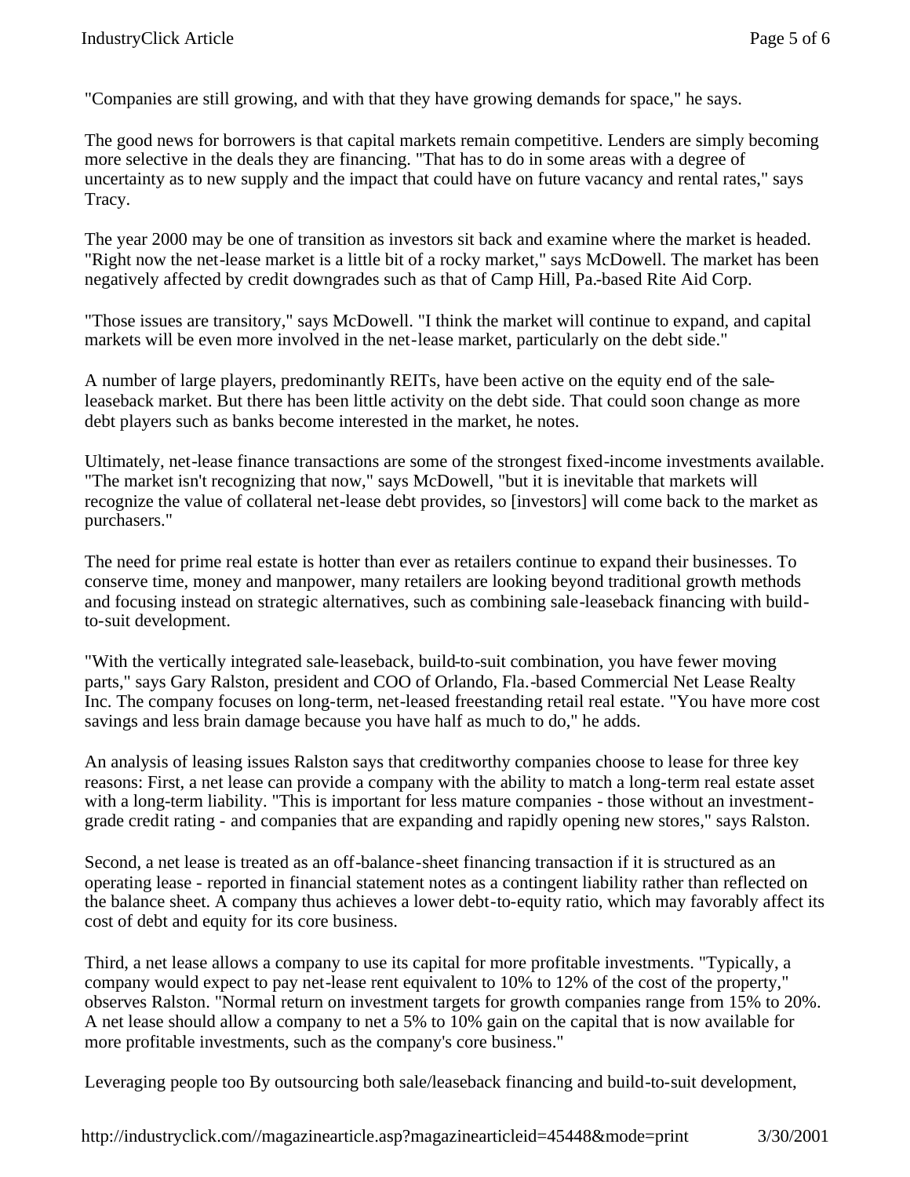"Companies are still growing, and with that they have growing demands for space," he says.

The good news for borrowers is that capital markets remain competitive. Lenders are simply becoming more selective in the deals they are financing. "That has to do in some areas with a degree of uncertainty as to new supply and the impact that could have on future vacancy and rental rates," says Tracy.

The year 2000 may be one of transition as investors sit back and examine where the market is headed. "Right now the net-lease market is a little bit of a rocky market," says McDowell. The market has been negatively affected by credit downgrades such as that of Camp Hill, Pa.-based Rite Aid Corp.

"Those issues are transitory," says McDowell. "I think the market will continue to expand, and capital markets will be even more involved in the net-lease market, particularly on the debt side."

A number of large players, predominantly REITs, have been active on the equity end of the sale-leaseback market. But there has been little activity on the debt side. That could soon change as more debt players such as banks become interested in the market, he notes.

Ultimately, net-lease finance transactions are some of the strongest fixed-income investments available. "The market isn't recognizing that now," says McDowell, "but it is inevitable that markets will recognize the value of collateral net-lease debt provides, so [investors] will come back to the market as purchasers."

The need for prime real estate is hotter than ever as retailers continue to expand their businesses. To conserve time, money and manpower, many retailers are looking beyond traditional growth methods and focusing instead on strategic alternatives, such as combining sale-leaseback financing with build-to-suit development.

"With the vertically integrated sale-leaseback, build-to-suit combination, you have fewer moving parts," says Gary Ralston, president and COO of Orlando, Fla.-based Commercial Net Lease Realty Inc. The company focuses on long-term, net-leased freestanding retail real estate. "You have more cost savings and less brain damage because you have half as much to do," he adds.

An analysis of leasing issues Ralston says that creditworthy companies choose to lease for three key reasons: First, a net lease can provide a company with the ability to match a long-term real estate asset with a long-term liability. "This is important for less mature companies - those without an investment-grade credit rating - and companies that are expanding and rapidly opening new stores," says Ralston.

Second, a net lease is treated as an off-balance-sheet financing transaction if it is structured as an operating lease - reported in financial statement notes as a contingent liability rather than reflected on the balance sheet. A company thus achieves a lower debt-to-equity ratio, which may favorably affect its cost of debt and equity for its core business.

Third, a net lease allows a company to use its capital for more profitable investments. "Typically, a company would expect to pay net-lease rent equivalent to 10% to 12% of the cost of the property," observes Ralston. "Normal return on investment targets for growth companies range from 15% to 20%. A net lease should allow a company to net a 5% to 10% gain on the capital that is now available for more profitable investments, such as the company's core business."

Leveraging people too By outsourcing both sale/leaseback financing and build-to-suit development,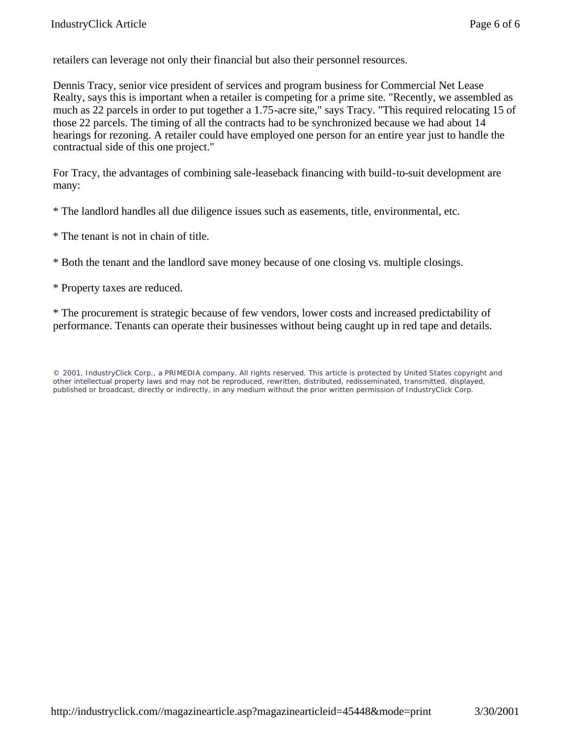retailers can leverage not only their financial but also their personnel resources.

Dennis Tracy, senior vice president of services and program business for Commercial Net Lease Realty, says this is important when a retailer is competing for a prime site. "Recently, we assembled as much as 22 parcels in order to put together a 1.75-acre site," says Tracy. "This required relocating 15 of those 22 parcels. The timing of all the contracts had to be synchronized because we had about 14 hearings for rezoning. A retailer could have employed one person for an entire year just to handle the contractual side of this one project."

For Tracy, the advantages of combining sale-leaseback financing with build-to-suit development are many:

* The landlord handles all due diligence issues such as easements, title, environmental, etc.

* The tenant is not in chain of title.

* Both the tenant and the landlord save money because of one closing vs. multiple closings.

* Property taxes are reduced.

* The procurement is strategic because of few vendors, lower costs and increased predictability of performance. Tenants can operate their businesses without being caught up in red tape and details.

© 2001, IndustryClick Corp., a PRIMEDIA company. All rights reserved. This article is protected by United States copyright and other intellectual property laws and may not be reproduced, rewritten, distributed, redisseminated, transmitted, displayed, published or broadcast, directly or indirectly, in any medium without the prior written permission of IndustryClick Corp.